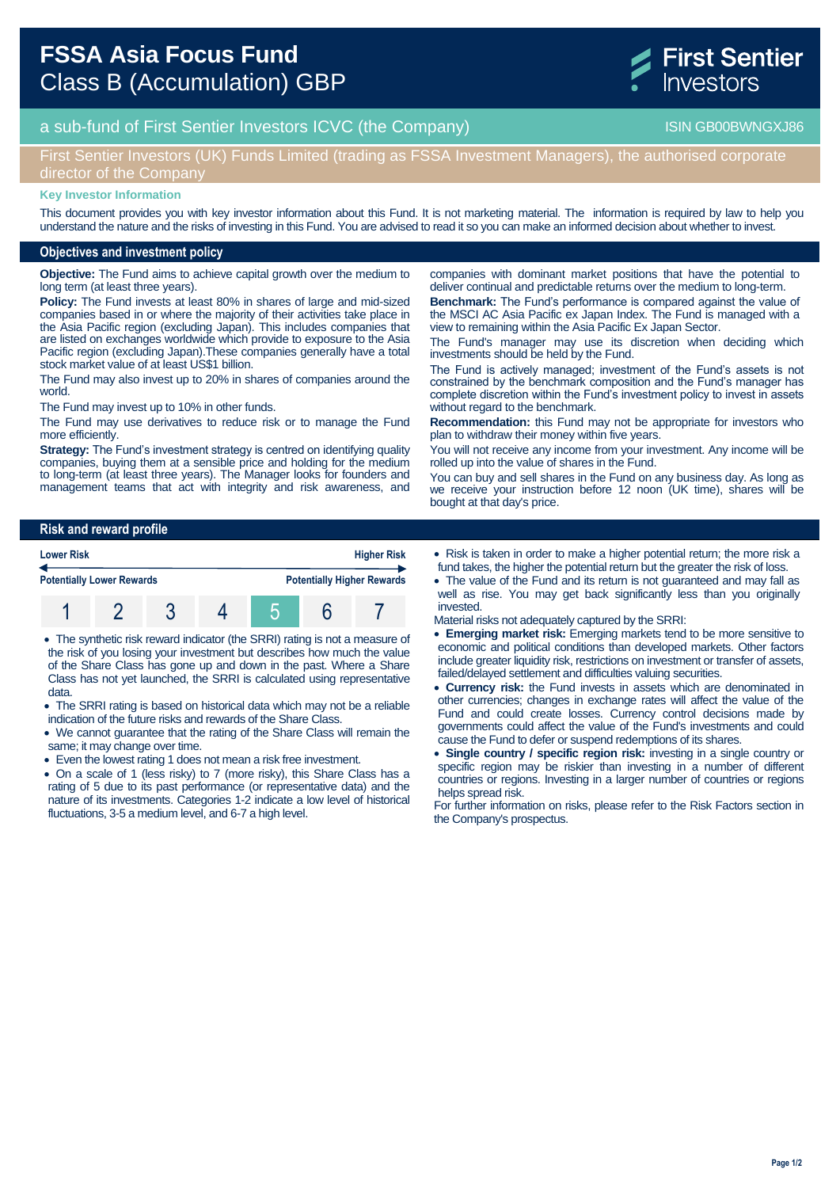# FSSA Asia Focus Fund
## Class B (Accumulation) GBP

First Sentier Investors

a sub-fund of First Sentier Investors ICVC (the Company) — ISIN GB00BWNGXJ86

First Sentier Investors (UK) Funds Limited (trading as FSSA Investment Managers), the authorised corporate director of the Company

**Key Investor Information**

This document provides you with key investor information about this Fund. It is not marketing material. The information is required by law to help you understand the nature and the risks of investing in this Fund. You are advised to read it so you can make an informed decision about whether to invest.

## Objectives and investment policy

**Objective:** The Fund aims to achieve capital growth over the medium to long term (at least three years).

**Policy:** The Fund invests at least 80% in shares of large and mid-sized companies based in or where the majority of their activities take place in the Asia Pacific region (excluding Japan). This includes companies that are listed on exchanges worldwide which provide to exposure to the Asia Pacific region (excluding Japan).These companies generally have a total stock market value of at least US$1 billion.

The Fund may also invest up to 20% in shares of companies around the world.

The Fund may invest up to 10% in other funds.

The Fund may use derivatives to reduce risk or to manage the Fund more efficiently.

**Strategy:** The Fund's investment strategy is centred on identifying quality companies, buying them at a sensible price and holding for the medium to long-term (at least three years). The Manager looks for founders and management teams that act with integrity and risk awareness, and companies with dominant market positions that have the potential to deliver continual and predictable returns over the medium to long-term.

**Benchmark:** The Fund's performance is compared against the value of the MSCI AC Asia Pacific ex Japan Index. The Fund is managed with a view to remaining within the Asia Pacific Ex Japan Sector.

The Fund's manager may use its discretion when deciding which investments should be held by the Fund.

The Fund is actively managed; investment of the Fund's assets is not constrained by the benchmark composition and the Fund's manager has complete discretion within the Fund's investment policy to invest in assets without regard to the benchmark.

**Recommendation:** this Fund may not be appropriate for investors who plan to withdraw their money within five years.

You will not receive any income from your investment. Any income will be rolled up into the value of shares in the Fund.

You can buy and sell shares in the Fund on any business day. As long as we receive your instruction before 12 noon (UK time), shares will be bought at that day's price.

## Risk and reward profile

| Lower Risk | | | | | | Higher Risk |
|---|---|---|---|---|---|---|
| Potentially Lower Rewards | | | | | | Potentially Higher Rewards |
| 1 | 2 | 3 | 4 | **5** | 6 | 7 |

- The synthetic risk reward indicator (the SRRI) rating is not a measure of the risk of you losing your investment but describes how much the value of the Share Class has gone up and down in the past. Where a Share Class has not yet launched, the SRRI is calculated using representative data.
- The SRRI rating is based on historical data which may not be a reliable indication of the future risks and rewards of the Share Class.
- We cannot guarantee that the rating of the Share Class will remain the same; it may change over time.
- Even the lowest rating 1 does not mean a risk free investment.
- On a scale of 1 (less risky) to 7 (more risky), this Share Class has a rating of 5 due to its past performance (or representative data) and the nature of its investments. Categories 1-2 indicate a low level of historical fluctuations, 3-5 a medium level, and 6-7 a high level.
- Risk is taken in order to make a higher potential return; the more risk a fund takes, the higher the potential return but the greater the risk of loss.
- The value of the Fund and its return is not guaranteed and may fall as well as rise. You may get back significantly less than you originally invested.

Material risks not adequately captured by the SRRI:

- **Emerging market risk:** Emerging markets tend to be more sensitive to economic and political conditions than developed markets. Other factors include greater liquidity risk, restrictions on investment or transfer of assets, failed/delayed settlement and difficulties valuing securities.
- **Currency risk:** the Fund invests in assets which are denominated in other currencies; changes in exchange rates will affect the value of the Fund and could create losses. Currency control decisions made by governments could affect the value of the Fund's investments and could cause the Fund to defer or suspend redemptions of its shares.
- **Single country / specific region risk:** investing in a single country or specific region may be riskier than investing in a number of different countries or regions. Investing in a larger number of countries or regions helps spread risk.

For further information on risks, please refer to the Risk Factors section in the Company's prospectus.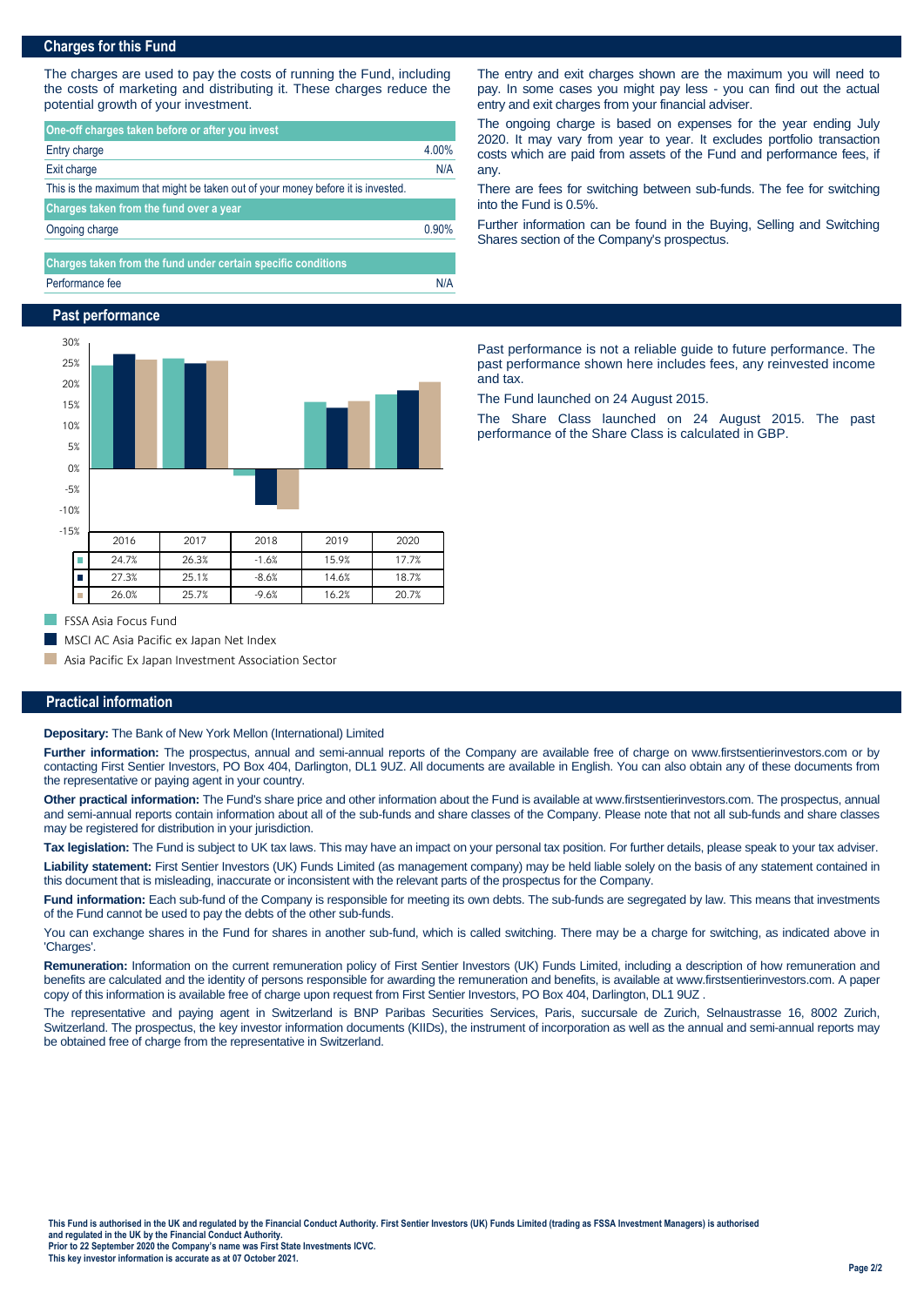## Charges for this Fund

The charges are used to pay the costs of running the Fund, including the costs of marketing and distributing it. These charges reduce the potential growth of your investment.

| One-off charges taken before or after you invest | |
|---|---|
| Entry charge | 4.00% |
| Exit charge | N/A |
| This is the maximum that might be taken out of your money before it is invested. | |
| **Charges taken from the fund over a year** | |
| Ongoing charge | 0.90% |
| **Charges taken from the fund under certain specific conditions** | |
| Performance fee | N/A |

The entry and exit charges shown are the maximum you will need to pay. In some cases you might pay less - you can find out the actual entry and exit charges from your financial adviser.

The ongoing charge is based on expenses for the year ending July 2020. It may vary from year to year. It excludes portfolio transaction costs which are paid from assets of the Fund and performance fees, if any.

There are fees for switching between sub-funds. The fee for switching into the Fund is 0.5%.

Further information can be found in the Buying, Selling and Switching Shares section of the Company's prospectus.

## Past performance

30%
25%
20%
15%
10%
5%
0%
-5%
-10%
-15%

2016 | 2017 | 2018 | 2019 | 2020
24.7% | 26.3% | -1.6% | 15.9% | 17.7%
27.3% | 25.1% | -8.6% | 14.6% | 18.7%
26.0% | 25.7% | -9.6% | 16.2% | 20.7%

FSSA Asia Focus Fund
MSCI AC Asia Pacific ex Japan Net Index
Asia Pacific Ex Japan Investment Association Sector

Past performance is not a reliable guide to future performance. The past performance shown here includes fees, any reinvested income and tax.

The Fund launched on 24 August 2015.

The Share Class launched on 24 August 2015. The past performance of the Share Class is calculated in GBP.

## Practical information

**Depositary:** The Bank of New York Mellon (International) Limited

**Further information:** The prospectus, annual and semi-annual reports of the Company are available free of charge on www.firstsentierinvestors.com or by contacting First Sentier Investors, PO Box 404, Darlington, DL1 9UZ. All documents are available in English. You can also obtain any of these documents from the representative or paying agent in your country.

**Other practical information:** The Fund's share price and other information about the Fund is available at www.firstsentierinvestors.com. The prospectus, annual and semi-annual reports contain information about all of the sub-funds and share classes of the Company. Please note that not all sub-funds and share classes may be registered for distribution in your jurisdiction.

**Tax legislation:** The Fund is subject to UK tax laws. This may have an impact on your personal tax position. For further details, please speak to your tax adviser.

**Liability statement:** First Sentier Investors (UK) Funds Limited (as management company) may be held liable solely on the basis of any statement contained in this document that is misleading, inaccurate or inconsistent with the relevant parts of the prospectus for the Company.

**Fund information:** Each sub-fund of the Company is responsible for meeting its own debts. The sub-funds are segregated by law. This means that investments of the Fund cannot be used to pay the debts of the other sub-funds.

You can exchange shares in the Fund for shares in another sub-fund, which is called switching. There may be a charge for switching, as indicated above in 'Charges'.

**Remuneration:** Information on the current remuneration policy of First Sentier Investors (UK) Funds Limited, including a description of how remuneration and benefits are calculated and the identity of persons responsible for awarding the remuneration and benefits, is available at www.firstsentierinvestors.com. A paper copy of this information is available free of charge upon request from First Sentier Investors, PO Box 404, Darlington, DL1 9UZ .

The representative and paying agent in Switzerland is BNP Paribas Securities Services, Paris, succursale de Zurich, Selnaustrasse 16, 8002 Zurich, Switzerland. The prospectus, the key investor information documents (KIIDs), the instrument of incorporation as well as the annual and semi-annual reports may be obtained free of charge from the representative in Switzerland.

**This Fund is authorised in the UK and regulated by the Financial Conduct Authority. First Sentier Investors (UK) Funds Limited (trading as FSSA Investment Managers) is authorised and regulated in the UK by the Financial Conduct Authority.**
**Prior to 22 September 2020 the Company's name was First State Investments ICVC.**
**This key investor information is accurate as at 07 October 2021.**